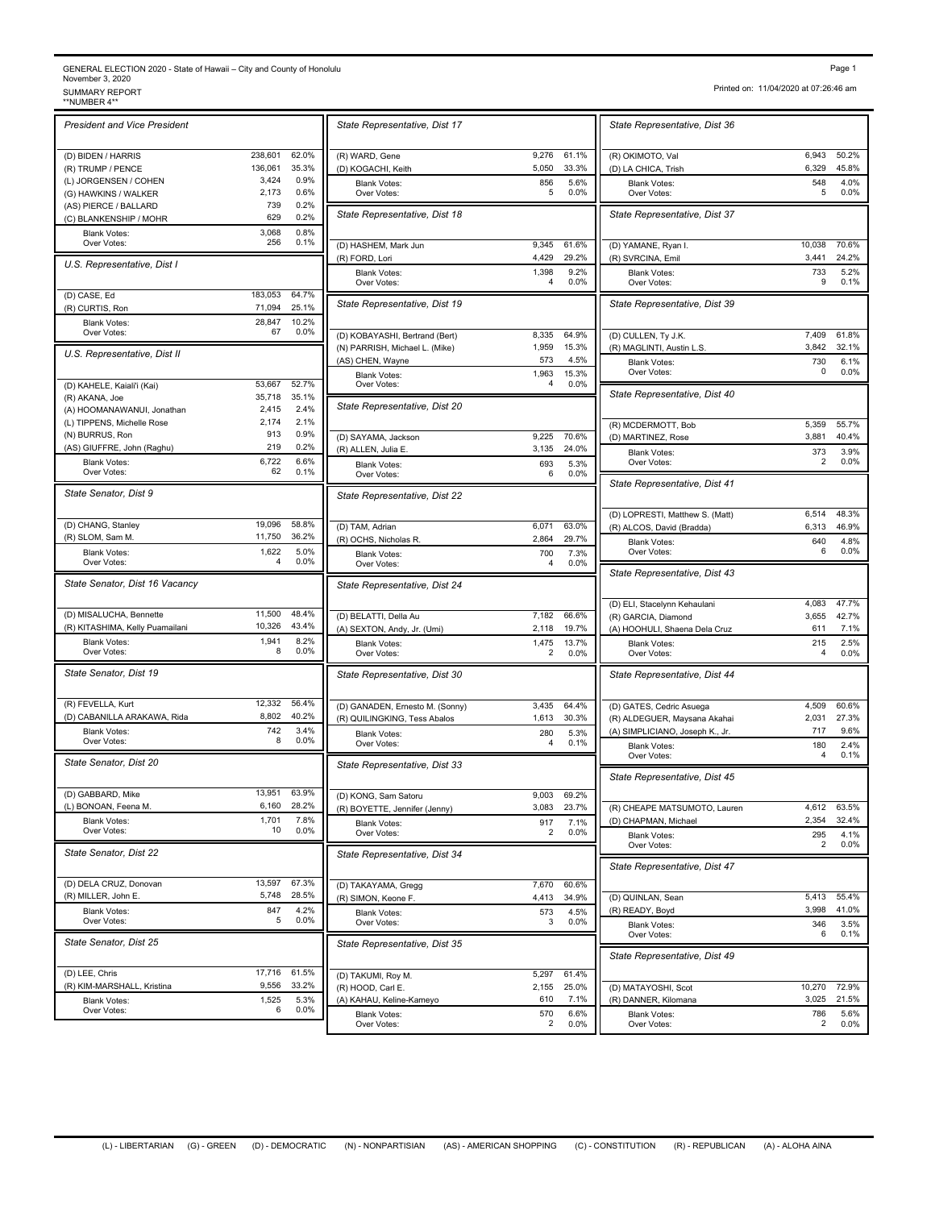GENERAL ELECTION 2020 - State of Hawaii – City and County of Honolulu
November 3, 2020
SUMMARY REPORT
**NUMBER 4**

Printed on: 11/04/2020 at 07:26:46 am

### President and Vice President

| Candidate | Votes | % |
|---|---|---|
| (D) BIDEN / HARRIS | 238,601 | 62.0% |
| (R) TRUMP / PENCE | 136,061 | 35.3% |
| (L) JORGENSEN / COHEN | 3,424 | 0.9% |
| (G) HAWKINS / WALKER | 2,173 | 0.6% |
| (AS) PIERCE / BALLARD | 739 | 0.2% |
| (C) BLANKENSHIP / MOHR | 629 | 0.2% |
| Blank Votes: | 3,068 | 0.8% |
| Over Votes: | 256 | 0.1% |

### U.S. Representative, Dist I

| Candidate | Votes | % |
|---|---|---|
| (D) CASE, Ed | 183,053 | 64.7% |
| (R) CURTIS, Ron | 71,094 | 25.1% |
| Blank Votes: | 28,847 | 10.2% |
| Over Votes: | 67 | 0.0% |

### U.S. Representative, Dist II

| Candidate | Votes | % |
|---|---|---|
| (D) KAHELE, Kaiali'i (Kai) | 53,667 | 52.7% |
| (R) AKANA, Joe | 35,718 | 35.1% |
| (A) HOOMANAWANUI, Jonathan | 2,415 | 2.4% |
| (L) TIPPENS, Michelle Rose | 2,174 | 2.1% |
| (N) BURRUS, Ron | 913 | 0.9% |
| (AS) GIUFFRE, John (Raghu) | 219 | 0.2% |
| Blank Votes: | 6,722 | 6.6% |
| Over Votes: | 62 | 0.1% |

### State Senator, Dist 9

| Candidate | Votes | % |
|---|---|---|
| (D) CHANG, Stanley | 19,096 | 58.8% |
| (R) SLOM, Sam M. | 11,750 | 36.2% |
| Blank Votes: | 1,622 | 5.0% |
| Over Votes: | 4 | 0.0% |

### State Senator, Dist 16 Vacancy

| Candidate | Votes | % |
|---|---|---|
| (D) MISALUCHA, Bennette | 11,500 | 48.4% |
| (R) KITASHIMA, Kelly Puamailani | 10,326 | 43.4% |
| Blank Votes: | 1,941 | 8.2% |
| Over Votes: | 8 | 0.0% |

### State Senator, Dist 19

| Candidate | Votes | % |
|---|---|---|
| (R) FEVELLA, Kurt | 12,332 | 56.4% |
| (D) CABANILLA ARAKAWA, Rida | 8,802 | 40.2% |
| Blank Votes: | 742 | 3.4% |
| Over Votes: | 8 | 0.0% |

### State Senator, Dist 20

| Candidate | Votes | % |
|---|---|---|
| (D) GABBARD, Mike | 13,951 | 63.9% |
| (L) BONOAN, Feena M. | 6,160 | 28.2% |
| Blank Votes: | 1,701 | 7.8% |
| Over Votes: | 10 | 0.0% |

### State Senator, Dist 22

| Candidate | Votes | % |
|---|---|---|
| (D) DELA CRUZ, Donovan | 13,597 | 67.3% |
| (R) MILLER, John E. | 5,748 | 28.5% |
| Blank Votes: | 847 | 4.2% |
| Over Votes: | 5 | 0.0% |

### State Senator, Dist 25

| Candidate | Votes | % |
|---|---|---|
| (D) LEE, Chris | 17,716 | 61.5% |
| (R) KIM-MARSHALL, Kristina | 9,556 | 33.2% |
| Blank Votes: | 1,525 | 5.3% |
| Over Votes: | 6 | 0.0% |

### State Representative, Dist 17

| Candidate | Votes | % |
|---|---|---|
| (R) WARD, Gene | 9,276 | 61.1% |
| (D) KOGACHI, Keith | 5,050 | 33.3% |
| Blank Votes: | 856 | 5.6% |
| Over Votes: | 5 | 0.0% |

### State Representative, Dist 18

| Candidate | Votes | % |
|---|---|---|
| (D) HASHEM, Mark Jun | 9,345 | 61.6% |
| (R) FORD, Lori | 4,429 | 29.2% |
| Blank Votes: | 1,398 | 9.2% |
| Over Votes: | 4 | 0.0% |

### State Representative, Dist 19

| Candidate | Votes | % |
|---|---|---|
| (D) KOBAYASHI, Bertrand (Bert) | 8,335 | 64.9% |
| (N) PARRISH, Michael L. (Mike) | 1,959 | 15.3% |
| (AS) CHEN, Wayne | 573 | 4.5% |
| Blank Votes: | 1,963 | 15.3% |
| Over Votes: | 4 | 0.0% |

### State Representative, Dist 20

| Candidate | Votes | % |
|---|---|---|
| (D) SAYAMA, Jackson | 9,225 | 70.6% |
| (R) ALLEN, Julia E. | 3,135 | 24.0% |
| Blank Votes: | 693 | 5.3% |
| Over Votes: | 6 | 0.0% |

### State Representative, Dist 22

| Candidate | Votes | % |
|---|---|---|
| (D) TAM, Adrian | 6,071 | 63.0% |
| (R) OCHS, Nicholas R. | 2,864 | 29.7% |
| Blank Votes: | 700 | 7.3% |
| Over Votes: | 4 | 0.0% |

### State Representative, Dist 24

| Candidate | Votes | % |
|---|---|---|
| (D) BELATTI, Della Au | 7,182 | 66.6% |
| (A) SEXTON, Andy, Jr. (Umi) | 2,118 | 19.7% |
| Blank Votes: | 1,475 | 13.7% |
| Over Votes: | 2 | 0.0% |

### State Representative, Dist 30

| Candidate | Votes | % |
|---|---|---|
| (D) GANADEN, Ernesto M. (Sonny) | 3,435 | 64.4% |
| (R) QUILINGKING, Tess Abalos | 1,613 | 30.3% |
| Blank Votes: | 280 | 5.3% |
| Over Votes: | 4 | 0.1% |

### State Representative, Dist 33

| Candidate | Votes | % |
|---|---|---|
| (D) KONG, Sam Satoru | 9,003 | 69.2% |
| (R) BOYETTE, Jennifer (Jenny) | 3,083 | 23.7% |
| Blank Votes: | 917 | 7.1% |
| Over Votes: | 2 | 0.0% |

### State Representative, Dist 34

| Candidate | Votes | % |
|---|---|---|
| (D) TAKAYAMA, Gregg | 7,670 | 60.6% |
| (R) SIMON, Keone F. | 4,413 | 34.9% |
| Blank Votes: | 573 | 4.5% |
| Over Votes: | 3 | 0.0% |

### State Representative, Dist 35

| Candidate | Votes | % |
|---|---|---|
| (D) TAKUMI, Roy M. | 5,297 | 61.4% |
| (R) HOOD, Carl E. | 2,155 | 25.0% |
| (A) KAHAU, Keline-Kameyo | 610 | 7.1% |
| Blank Votes: | 570 | 6.6% |
| Over Votes: | 2 | 0.0% |

### State Representative, Dist 36

| Candidate | Votes | % |
|---|---|---|
| (R) OKIMOTO, Val | 6,943 | 50.2% |
| (D) LA CHICA, Trish | 6,329 | 45.8% |
| Blank Votes: | 548 | 4.0% |
| Over Votes: | 5 | 0.0% |

### State Representative, Dist 37

| Candidate | Votes | % |
|---|---|---|
| (D) YAMANE, Ryan I. | 10,038 | 70.6% |
| (R) SVRCINA, Emil | 3,441 | 24.2% |
| Blank Votes: | 733 | 5.2% |
| Over Votes: | 9 | 0.1% |

### State Representative, Dist 39

| Candidate | Votes | % |
|---|---|---|
| (D) CULLEN, Ty J.K. | 7,409 | 61.8% |
| (R) MAGLINTI, Austin L.S. | 3,842 | 32.1% |
| Blank Votes: | 730 | 6.1% |
| Over Votes: | 0 | 0.0% |

### State Representative, Dist 40

| Candidate | Votes | % |
|---|---|---|
| (R) MCDERMOTT, Bob | 5,359 | 55.7% |
| (D) MARTINEZ, Rose | 3,881 | 40.4% |
| Blank Votes: | 373 | 3.9% |
| Over Votes: | 2 | 0.0% |

### State Representative, Dist 41

| Candidate | Votes | % |
|---|---|---|
| (D) LOPRESTI, Matthew S. (Matt) | 6,514 | 48.3% |
| (R) ALCOS, David (Bradda) | 6,313 | 46.9% |
| Blank Votes: | 640 | 4.8% |
| Over Votes: | 6 | 0.0% |

### State Representative, Dist 43

| Candidate | Votes | % |
|---|---|---|
| (D) ELI, Stacelynn Kehaulani | 4,083 | 47.7% |
| (R) GARCIA, Diamond | 3,655 | 42.7% |
| (A) HOOHULI, Shaena Dela Cruz | 611 | 7.1% |
| Blank Votes: | 215 | 2.5% |
| Over Votes: | 4 | 0.0% |

### State Representative, Dist 44

| Candidate | Votes | % |
|---|---|---|
| (D) GATES, Cedric Asuega | 4,509 | 60.6% |
| (R) ALDEGUER, Maysana Akahai | 2,031 | 27.3% |
| (A) SIMPLICIANO, Joseph K., Jr. | 717 | 9.6% |
| Blank Votes: | 180 | 2.4% |
| Over Votes: | 4 | 0.1% |

### State Representative, Dist 45

| Candidate | Votes | % |
|---|---|---|
| (R) CHEAPE MATSUMOTO, Lauren | 4,612 | 63.5% |
| (D) CHAPMAN, Michael | 2,354 | 32.4% |
| Blank Votes: | 295 | 4.1% |
| Over Votes: | 2 | 0.0% |

### State Representative, Dist 47

| Candidate | Votes | % |
|---|---|---|
| (D) QUINLAN, Sean | 5,413 | 55.4% |
| (R) READY, Boyd | 3,998 | 41.0% |
| Blank Votes: | 346 | 3.5% |
| Over Votes: | 6 | 0.1% |

### State Representative, Dist 49

| Candidate | Votes | % |
|---|---|---|
| (D) MATAYOSHI, Scot | 10,270 | 72.9% |
| (R) DANNER, Kilomana | 3,025 | 21.5% |
| Blank Votes: | 786 | 5.6% |
| Over Votes: | 2 | 0.0% |

(L) - LIBERTARIAN (G) - GREEN (D) - DEMOCRATIC (N) - NONPARTISIAN (AS) - AMERICAN SHOPPING (C) - CONSTITUTION (R) - REPUBLICAN (A) - ALOHA AINA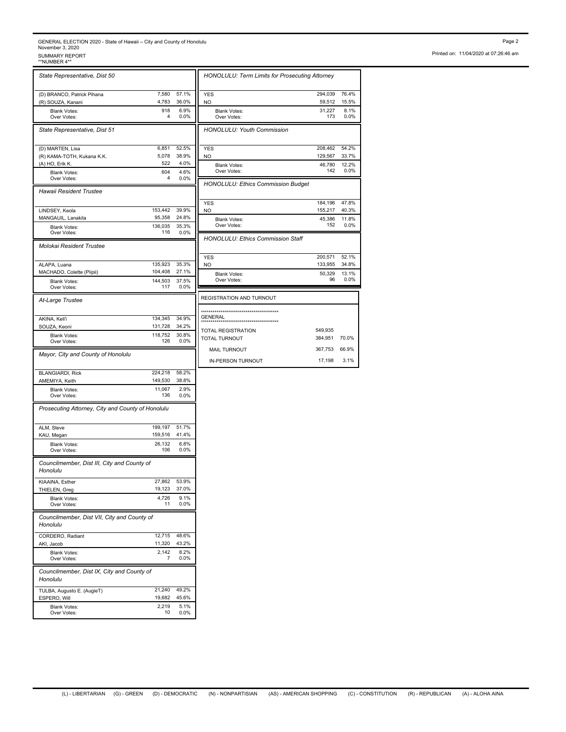GENERAL ELECTION 2020 - State of Hawaii – City and County of Honolulu
November 3, 2020
SUMMARY REPORT
**NUMBER 4**

Printed on: 11/04/2020 at 07:26:46 am

### State Representative, Dist 50

| | | |
|---|---|---|
| (D) BRANCO, Patrick Pihana | 7,580 | 57.1% |
| (R) SOUZA, Kanani | 4,783 | 36.0% |
| Blank Votes: | 918 | 6.9% |
| Over Votes: | 4 | 0.0% |

### State Representative, Dist 51

| | | |
|---|---|---|
| (D) MARTEN, Lisa | 6,851 | 52.5% |
| (R) KAMA-TOTH, Kukana K.K. | 5,078 | 38.9% |
| (A) HO, Erik K. | 522 | 4.0% |
| Blank Votes: | 604 | 4.6% |
| Over Votes: | 4 | 0.0% |

### Hawaii Resident Trustee

| | | |
|---|---|---|
| LINDSEY, Keola | 153,442 | 39.9% |
| MANGAUIL, Lanakila | 95,358 | 24.8% |
| Blank Votes: | 136,035 | 35.3% |
| Over Votes: | 116 | 0.0% |

### Molokai Resident Trustee

| | | |
|---|---|---|
| ALAPA, Luana | 135,923 | 35.3% |
| MACHADO, Colette (Piipii) | 104,408 | 27.1% |
| Blank Votes: | 144,503 | 37.5% |
| Over Votes: | 117 | 0.0% |

### At-Large Trustee

| | | |
|---|---|---|
| AKINA, Keli'i | 134,345 | 34.9% |
| SOUZA, Keoni | 131,728 | 34.2% |
| Blank Votes: | 118,752 | 30.8% |
| Over Votes: | 126 | 0.0% |

### Mayor, City and County of Honolulu

| | | |
|---|---|---|
| BLANGIARDI, Rick | 224,218 | 58.2% |
| AMEMIYA, Keith | 149,530 | 38.8% |
| Blank Votes: | 11,067 | 2.9% |
| Over Votes: | 136 | 0.0% |

### Prosecuting Attorney, City and County of Honolulu

| | | |
|---|---|---|
| ALM, Steve | 199,197 | 51.7% |
| KAU, Megan | 159,516 | 41.4% |
| Blank Votes: | 26,132 | 6.8% |
| Over Votes: | 106 | 0.0% |

### Councilmember, Dist III, City and County of Honolulu

| | | |
|---|---|---|
| KIAAINA, Esther | 27,862 | 53.9% |
| THIELEN, Greg | 19,123 | 37.0% |
| Blank Votes: | 4,726 | 9.1% |
| Over Votes: | 11 | 0.0% |

### Councilmember, Dist VII, City and County of Honolulu

| | | |
|---|---|---|
| CORDERO, Radiant | 12,715 | 48.6% |
| AKI, Jacob | 11,320 | 43.2% |
| Blank Votes: | 2,142 | 8.2% |
| Over Votes: | 7 | 0.0% |

### Councilmember, Dist IX, City and County of Honolulu

| | | |
|---|---|---|
| TULBA, Augusto E. (AugieT) | 21,240 | 49.2% |
| ESPERO, Will | 19,682 | 45.6% |
| Blank Votes: | 2,219 | 5.1% |
| Over Votes: | 10 | 0.0% |

### HONOLULU: Term Limits for Prosecuting Attorney

| | | |
|---|---|---|
| YES | 294,039 | 76.4% |
| NO | 59,512 | 15.5% |
| Blank Votes: | 31,227 | 8.1% |
| Over Votes: | 173 | 0.0% |

### HONOLULU: Youth Commission

| | | |
|---|---|---|
| YES | 208,462 | 54.2% |
| NO | 129,567 | 33.7% |
| Blank Votes: | 46,780 | 12.2% |
| Over Votes: | 142 | 0.0% |

### HONOLULU: Ethics Commission Budget

| | | |
|---|---|---|
| YES | 184,196 | 47.8% |
| NO | 155,217 | 40.3% |
| Blank Votes: | 45,386 | 11.8% |
| Over Votes: | 152 | 0.0% |

### HONOLULU: Ethics Commission Staff

| | | |
|---|---|---|
| YES | 200,571 | 52.1% |
| NO | 133,955 | 34.8% |
| Blank Votes: | 50,329 | 13.1% |
| Over Votes: | 96 | 0.0% |

### REGISTRATION AND TURNOUT

****************************************
GENERAL
****************************************

| | | |
|---|---|---|
| TOTAL REGISTRATION | 549,935 | |
| TOTAL TURNOUT | 384,951 | 70.0% |
| MAIL TURNOUT | 367,753 | 66.9% |
| IN-PERSON TURNOUT | 17,198 | 3.1% |

(L) - LIBERTARIAN (G) - GREEN (D) - DEMOCRATIC (N) - NONPARTISIAN (AS) - AMERICAN SHOPPING (C) - CONSTITUTION (R) - REPUBLICAN (A) - ALOHA AINA